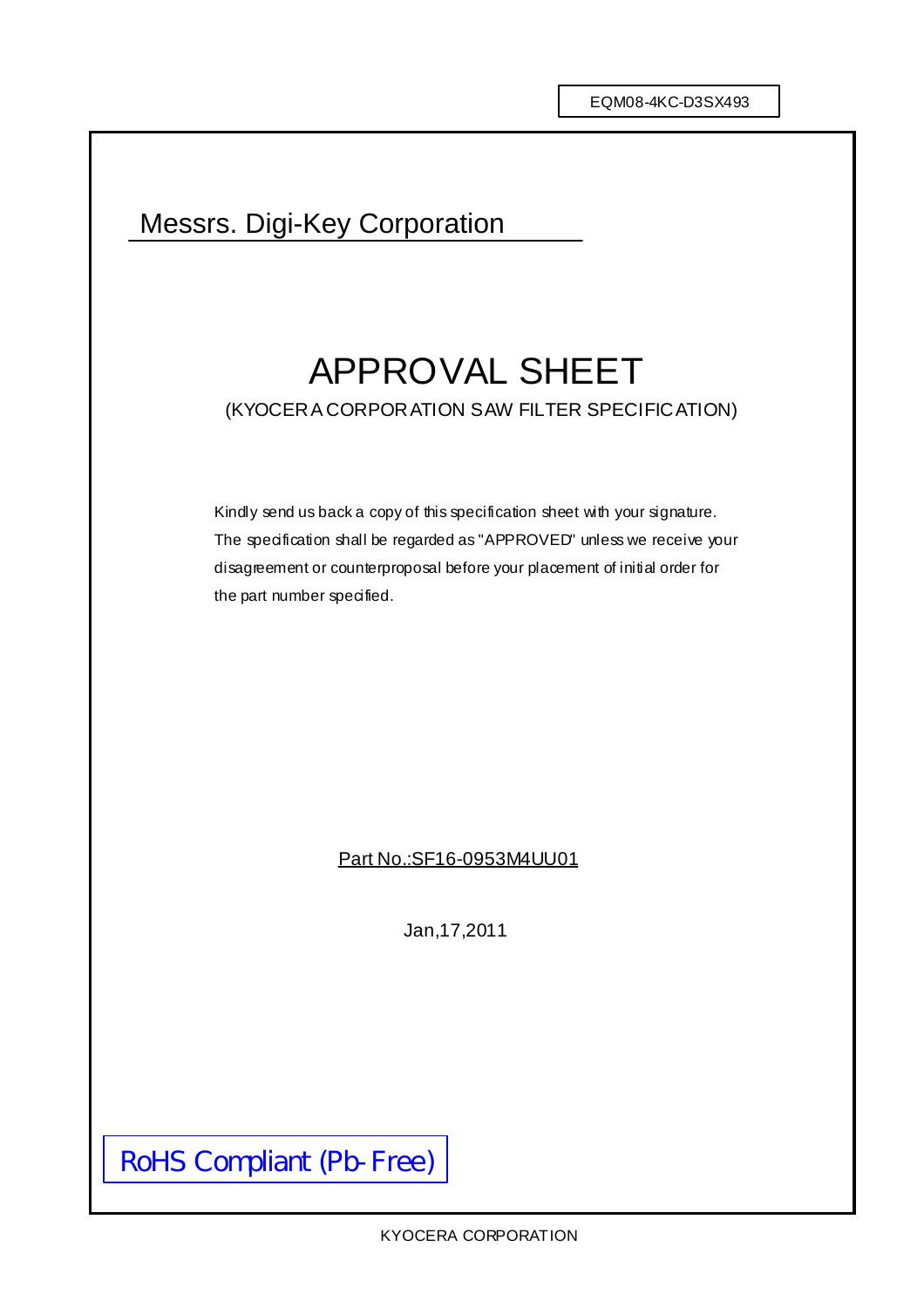EQM08-4KC-D3SX493

Messrs. Digi-Key Corporation

# APPROVAL SHEET

(KYOCERA CORPORATION SAW FILTER SPECIFICATION)

Kindly send us back a copy of this specification sheet with your signature.
The specification shall be regarded as "APPROVED" unless we receive your disagreement or counterproposal before your placement of initial order for the part number specified.

Part No.:SF16-0953M4UU01

Jan,17,2011

RoHS Compliant (Pb-Free)

KYOCERA CORPORATION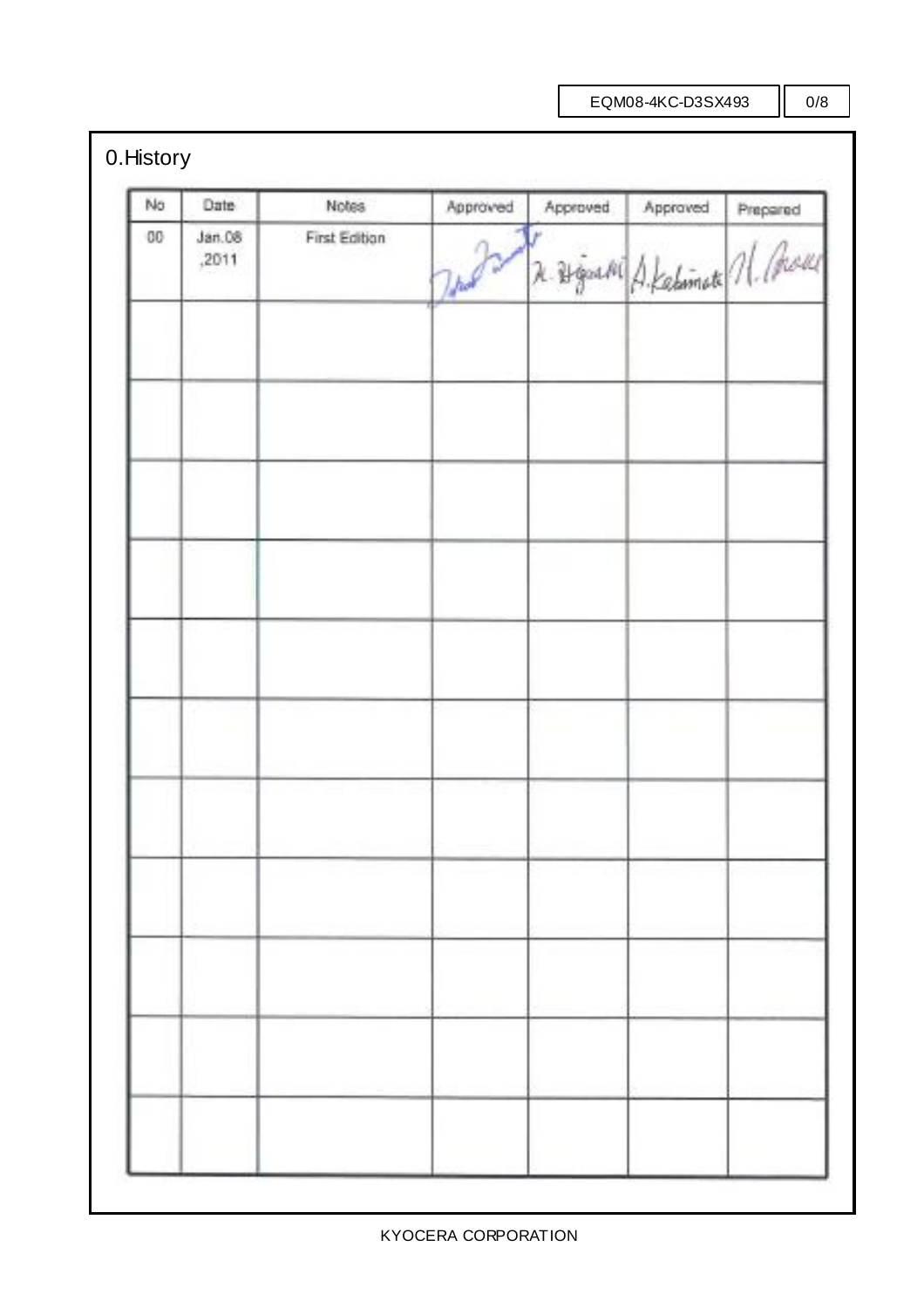# 0.History

| No | Date | Notes | Approved | Approved | Approved | Prepared |
|---|---|---|---|---|---|---|
| 00 | Jan.08 ,2011 | First Edition | | H. Higashi | A.Kabimoto | H. Inoue |
| | | | | | | |
| | | | | | | |
| | | | | | | |
| | | | | | | |
| | | | | | | |
| | | | | | | |
| | | | | | | |
| | | | | | | |
| | | | | | | |
| | | | | | | |
| | | | | | | |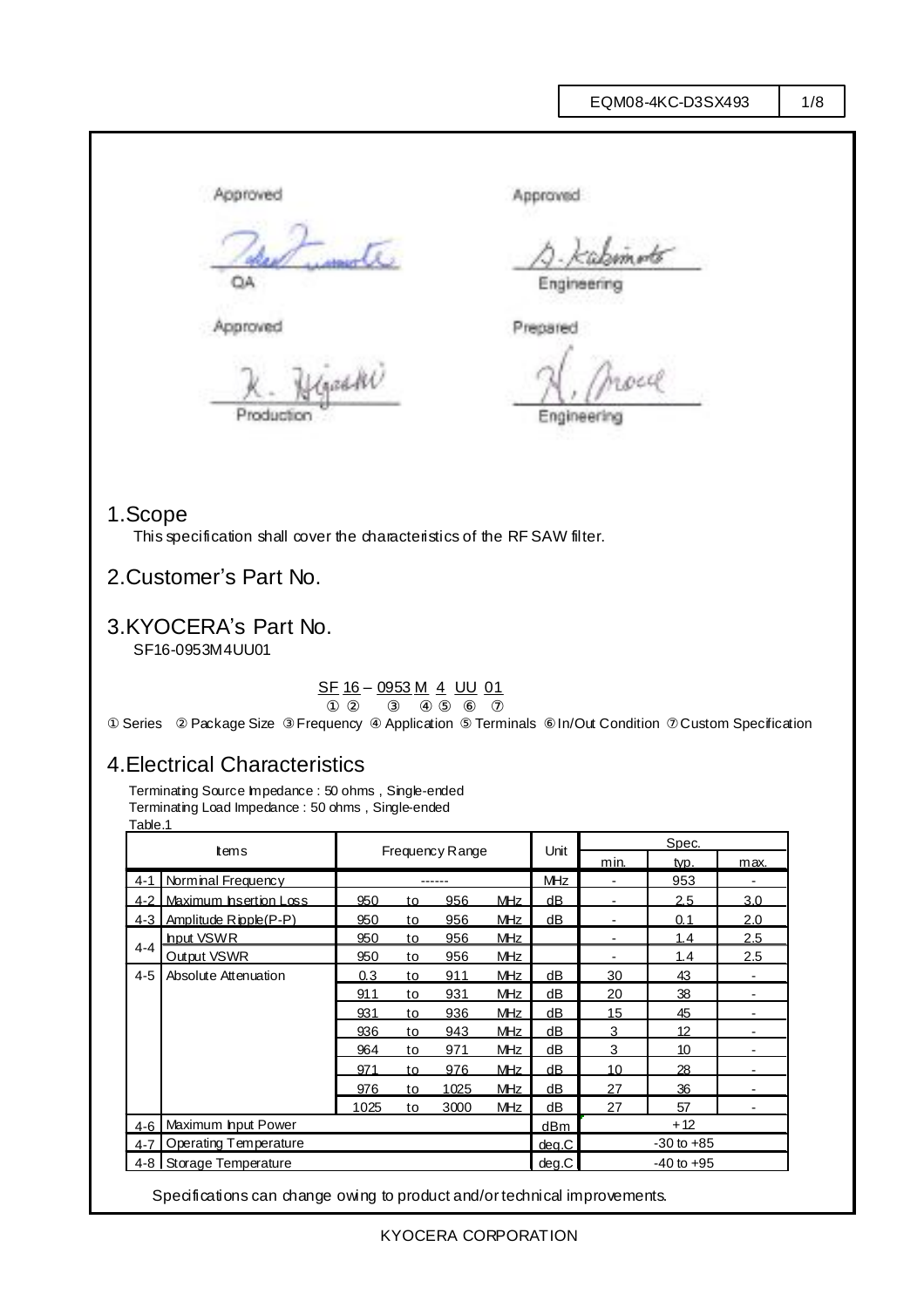| Approved | Approved |
| --- | --- |
| QA | Engineering |
| Approved | Prepared |
| Production | Engineering |

## 1.Scope

This specification shall cover the characteristics of the RF SAW filter.

## 2.Customer's Part No.

## 3.KYOCERA's Part No.

SF16-0953M4UU01

SF 16 – 0953 M 4 UU 01
① ② ③ ④ ⑤ ⑥ ⑦

① Series ② Package Size ③ Frequency ④ Application ⑤ Terminals ⑥ In/Out Condition ⑦ Custom Specification

## 4.Electrical Characteristics

Terminating Source Impedance : 50 ohms , Single-ended
Terminating Load Impedance : 50 ohms , Single-ended

Table.1

| | Items | Frequency Range | | | | Unit | Spec. min. | Spec. typ. | Spec. max. |
| --- | --- | --- | --- | --- | --- | --- | --- | --- | --- |
| 4-1 | Norminal Frequency | ------ | | | | MHz | - | 953 | - |
| 4-2 | Maximum Insertion Loss | 950 | to | 956 | MHz | dB | - | 2.5 | 3.0 |
| 4-3 | Amplitude Ripple(P-P) | 950 | to | 956 | MHz | dB | - | 0.1 | 2.0 |
| 4-4 | Input VSWR | 950 | to | 956 | MHz | | - | 1.4 | 2.5 |
| | Output VSWR | 950 | to | 956 | MHz | | - | 1.4 | 2.5 |
| 4-5 | Absolute Attenuation | 0.3 | to | 911 | MHz | dB | 30 | 43 | - |
| | | 911 | to | 931 | MHz | dB | 20 | 38 | - |
| | | 931 | to | 936 | MHz | dB | 15 | 45 | - |
| | | 936 | to | 943 | MHz | dB | 3 | 12 | - |
| | | 964 | to | 971 | MHz | dB | 3 | 10 | - |
| | | 971 | to | 976 | MHz | dB | 10 | 28 | - |
| | | 976 | to | 1025 | MHz | dB | 27 | 36 | - |
| | | 1025 | to | 3000 | MHz | dB | 27 | 57 | - |
| 4-6 | Maximum Input Power | | | | | dBm | +12 | | |
| 4-7 | Operating Temperature | | | | | deg.C | -30 to +85 | | |
| 4-8 | Storage Temperature | | | | | deg.C | -40 to +95 | | |

Specifications can change owing to product and/or technical improvements.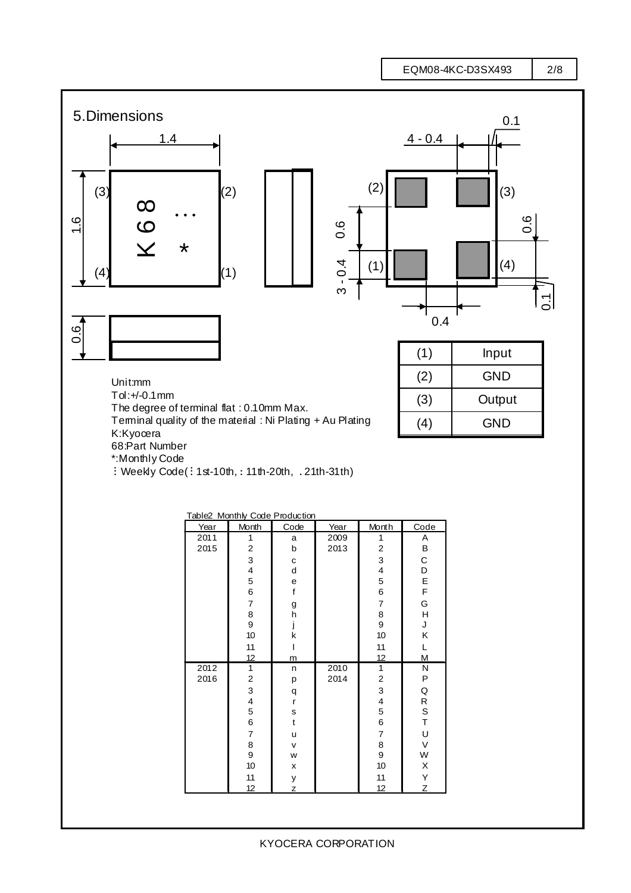## 5.Dimensions

| (1) | Input |
|---|---|
| (2) | GND |
| (3) | Output |
| (4) | GND |

Unit:mm
Tol:+/-0.1mm
The degree of terminal flat : 0.10mm Max.
Terminal quality of the material : Ni Plating + Au Plating
K:Kyocera
68:Part Number
*:Monthly Code
⋮ Weekly Code(⋮ 1st-10th, : 11th-20th, . 21th-31th)

Table2 Monthly Code Production

| Year | Month | Code | Year | Month | Code |
|---|---|---|---|---|---|
| 2011 | 1 | a | 2009 | 1 | A |
| 2015 | 2 | b | 2013 | 2 | B |
| | 3 | c | | 3 | C |
| | 4 | d | | 4 | D |
| | 5 | e | | 5 | E |
| | 6 | f | | 6 | F |
| | 7 | g | | 7 | G |
| | 8 | h | | 8 | H |
| | 9 | j | | 9 | J |
| | 10 | k | | 10 | K |
| | 11 | l | | 11 | L |
| | 12 | m | | 12 | M |
| 2012 | 1 | n | 2010 | 1 | N |
| 2016 | 2 | p | 2014 | 2 | P |
| | 3 | q | | 3 | Q |
| | 4 | r | | 4 | R |
| | 5 | s | | 5 | S |
| | 6 | t | | 6 | T |
| | 7 | u | | 7 | U |
| | 8 | v | | 8 | V |
| | 9 | w | | 9 | W |
| | 10 | x | | 10 | X |
| | 11 | y | | 11 | Y |
| | 12 | z | | 12 | Z |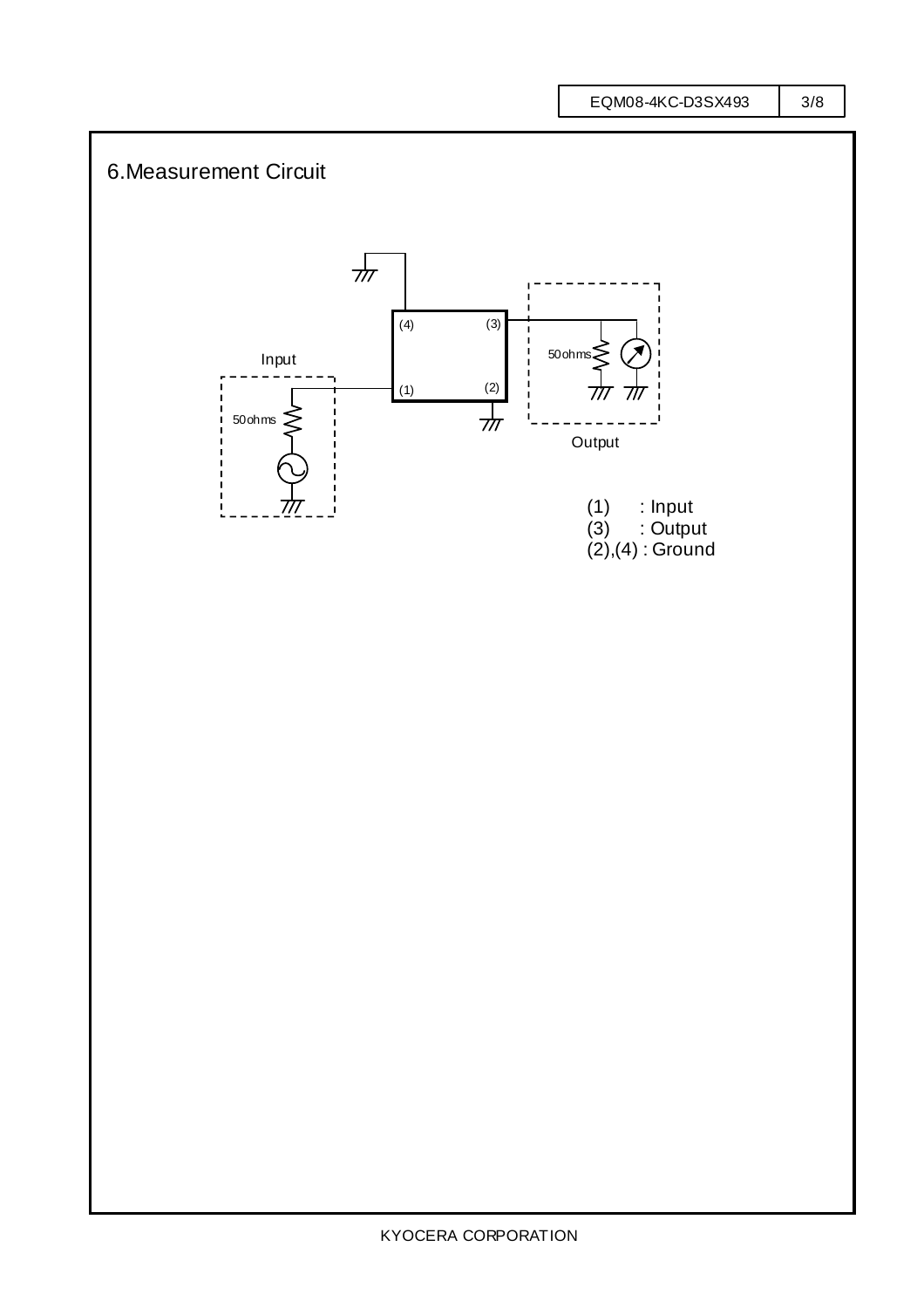# 6.Measurement Circuit

Input

50ohms

(4) (3)

(1) (2)

50ohms

Output

(1) : Input
(3) : Output
(2),(4) : Ground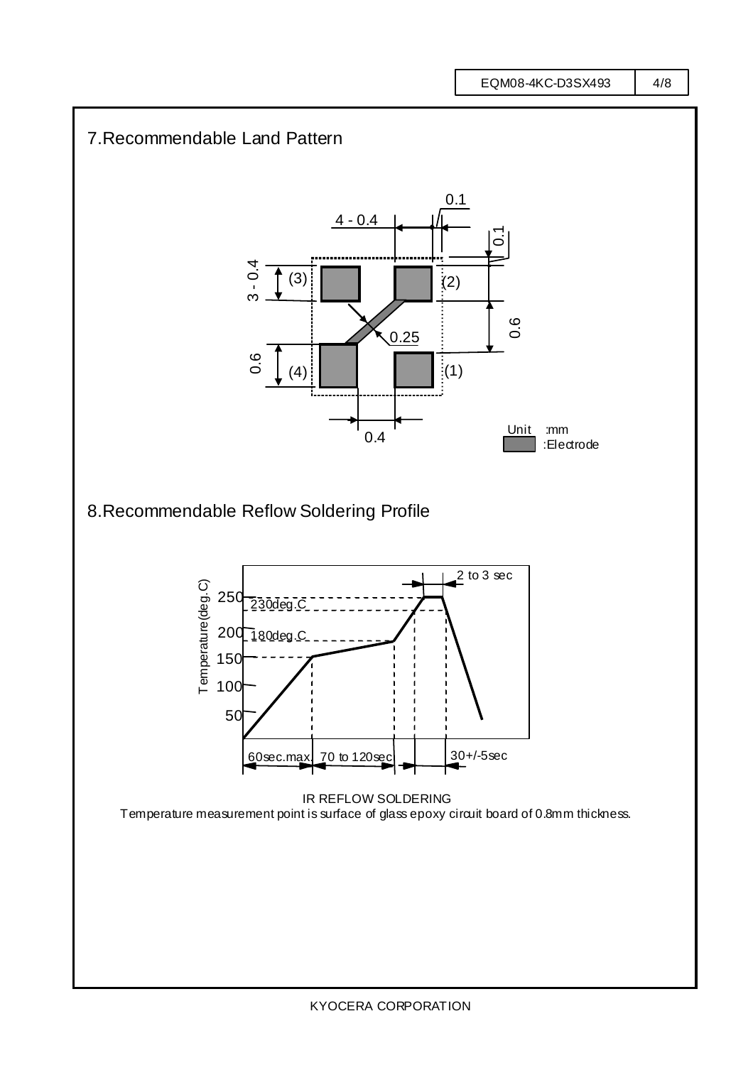## 7.Recommendable Land Pattern

4 - 0.4

0.1

0.1

3 - 0.4

(3)

(2)

0.6

0.25

0.6

(4)

(1)

0.4

Unit :mm

:Electrode

## 8.Recommendable Reflow Soldering Profile

Temperature(deg.C)

250

230deg.C

200

180deg.C

150

100

50

2 to 3 sec

60sec.max. 70 to 120sec

30+/-5sec

IR REFLOW SOLDERING

Temperature measurement point is surface of glass epoxy circuit board of 0.8mm thickness.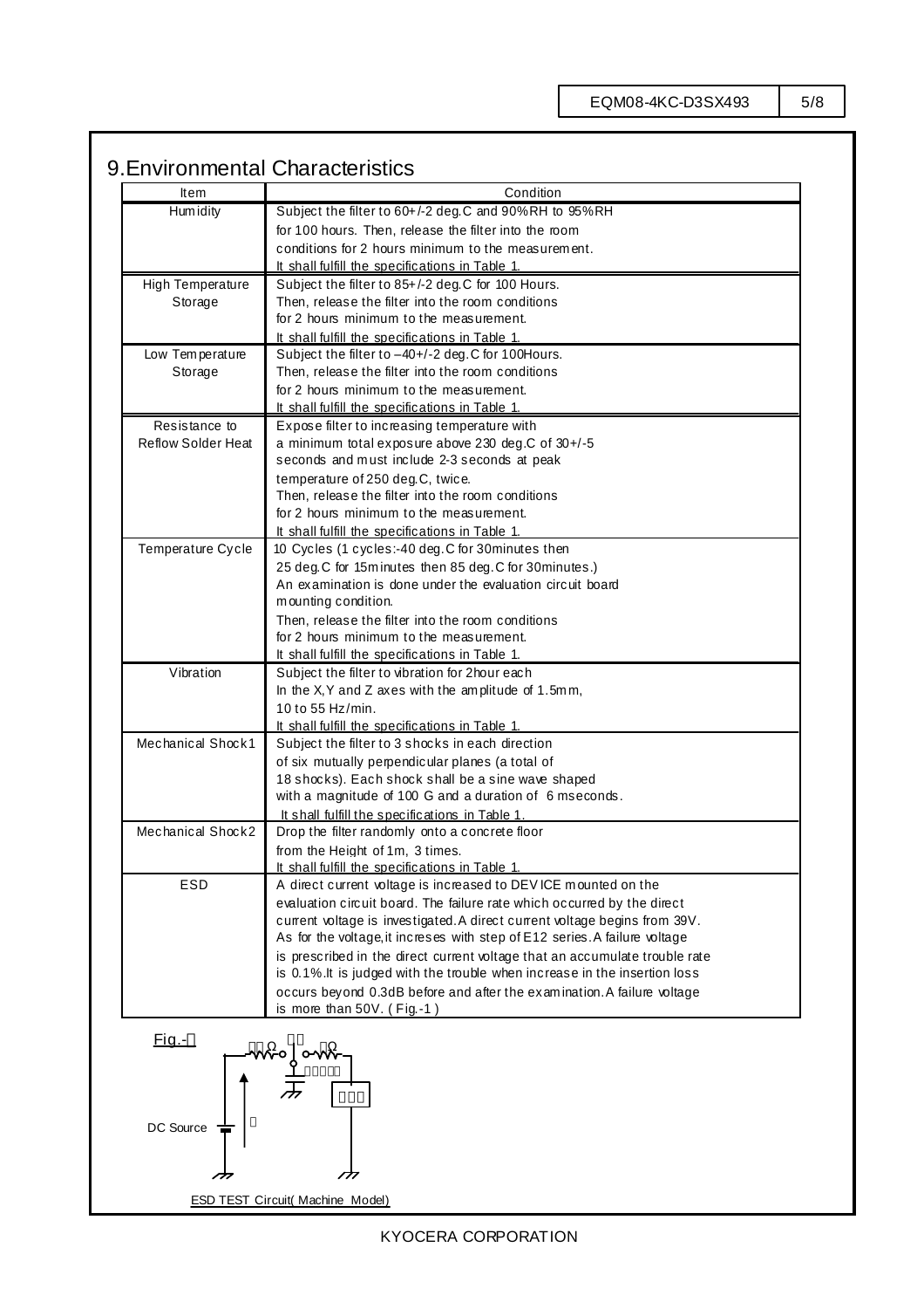## 9.Environmental Characteristics

| Item | Condition |
|---|---|
| Humidity | Subject the filter to 60+/-2 deg.C and 90%RH to 95%RH for 100 hours. Then, release the filter into the room conditions for 2 hours minimum to the measurement. It shall fulfill the specifications in Table 1. |
| High Temperature Storage | Subject the filter to 85+/-2 deg.C for 100 Hours. Then, release the filter into the room conditions for 2 hours minimum to the measurement. It shall fulfill the specifications in Table 1. |
| Low Temperature Storage | Subject the filter to –40+/-2 deg.C for 100Hours. Then, release the filter into the room conditions for 2 hours minimum to the measurement. It shall fulfill the specifications in Table 1. |
| Resistance to Reflow Solder Heat | Expose filter to increasing temperature with a minimum total exposure above 230 deg.C of 30+/-5 seconds and must include 2-3 seconds at peak temperature of 250 deg.C, twice. Then, release the filter into the room conditions for 2 hours minimum to the measurement. It shall fulfill the specifications in Table 1. |
| Temperature Cycle | 10 Cycles (1 cycles:-40 deg.C for 30minutes then 25 deg.C for 15minutes then 85 deg.C for 30minutes.) An examination is done under the evaluation circuit board mounting condition. Then, release the filter into the room conditions for 2 hours minimum to the measurement. It shall fulfill the specifications in Table 1. |
| Vibration | Subject the filter to vibration for 2hour each In the X,Y and Z axes with the amplitude of 1.5mm, 10 to 55 Hz/min. It shall fulfill the specifications in Table 1. |
| Mechanical Shock1 | Subject the filter to 3 shocks in each direction of six mutually perpendicular planes (a total of 18 shocks). Each shock shall be a sine wave shaped with a magnitude of 100 G and a duration of 6 mseconds. It shall fulfill the specifications in Table 1. |
| Mechanical Shock2 | Drop the filter randomly onto a concrete floor from the Height of 1m, 3 times. It shall fulfill the specifications in Table 1. |
| ESD | A direct current voltage is increased to DEVICE mounted on the evaluation circuit board. The failure rate which occurred by the direct current voltage is investigated. A direct current voltage begins from 39V. As for the voltage, it increses with step of E12 series. A failure voltage is prescribed in the direct current voltage that an accumulate trouble rate is 0.1%. It is judged with the trouble when increase in the insertion loss occurs beyond 0.3dB before and after the examination. A failure voltage is more than 50V. ( Fig.-1 ) |

Fig.-1

DC Source

ESD TEST Circuit( Machine Model)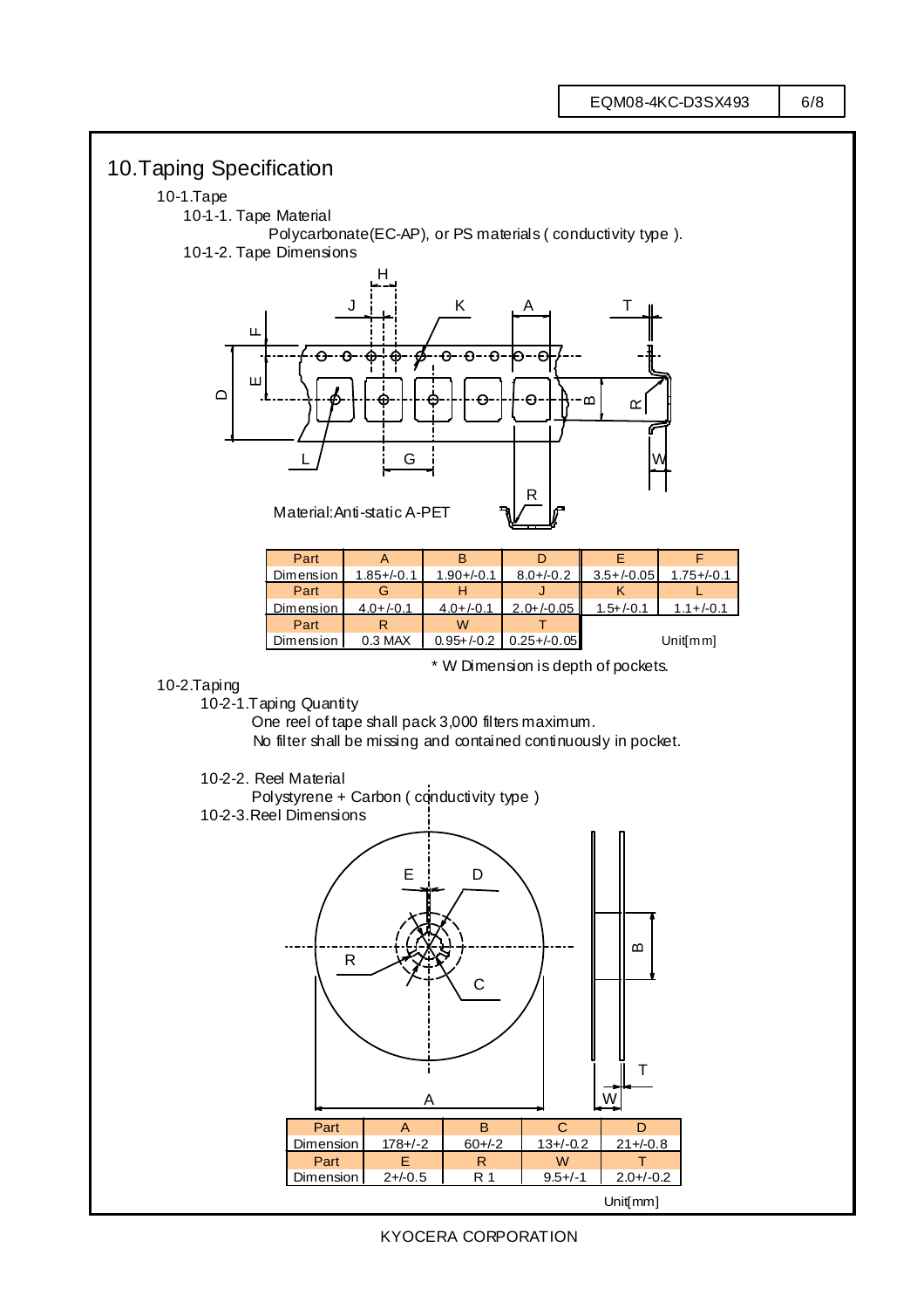# 10.Taping Specification

10-1.Tape

10-1-1. Tape Material

Polycarbonate(EC-AP), or PS materials ( conductivity type ).

10-1-2. Tape Dimensions

Material:Anti-static A-PET

| Part | A | B | D | E | F |
|---|---|---|---|---|---|
| Dimension | 1.85+/-0.1 | 1.90+/-0.1 | 8.0+/-0.2 | 3.5+/-0.05 | 1.75+/-0.1 |
| Part | G | H | J | K | L |
| Dimension | 4.0+/-0.1 | 4.0+/-0.1 | 2.0+/-0.05 | 1.5+/-0.1 | 1.1+/-0.1 |
| Part | R | W | T | | |
| Dimension | 0.3 MAX | 0.95+/-0.2 | 0.25+/-0.05 | | |

Unit[mm]

* W Dimension is depth of pockets.

10-2.Taping

10-2-1.Taping Quantity

One reel of tape shall pack 3,000 filters maximum.
No filter shall be missing and contained continuously in pocket.

10-2-2. Reel Material

Polystyrene + Carbon ( conductivity type )

10-2-3.Reel Dimensions

| Part | A | B | C | D |
|---|---|---|---|---|
| Dimension | 178+/-2 | 60+/-2 | 13+/-0.2 | 21+/-0.8 |
| Part | E | R | W | T |
| Dimension | 2+/-0.5 | R 1 | 9.5+/-1 | 2.0+/-0.2 |

Unit[mm]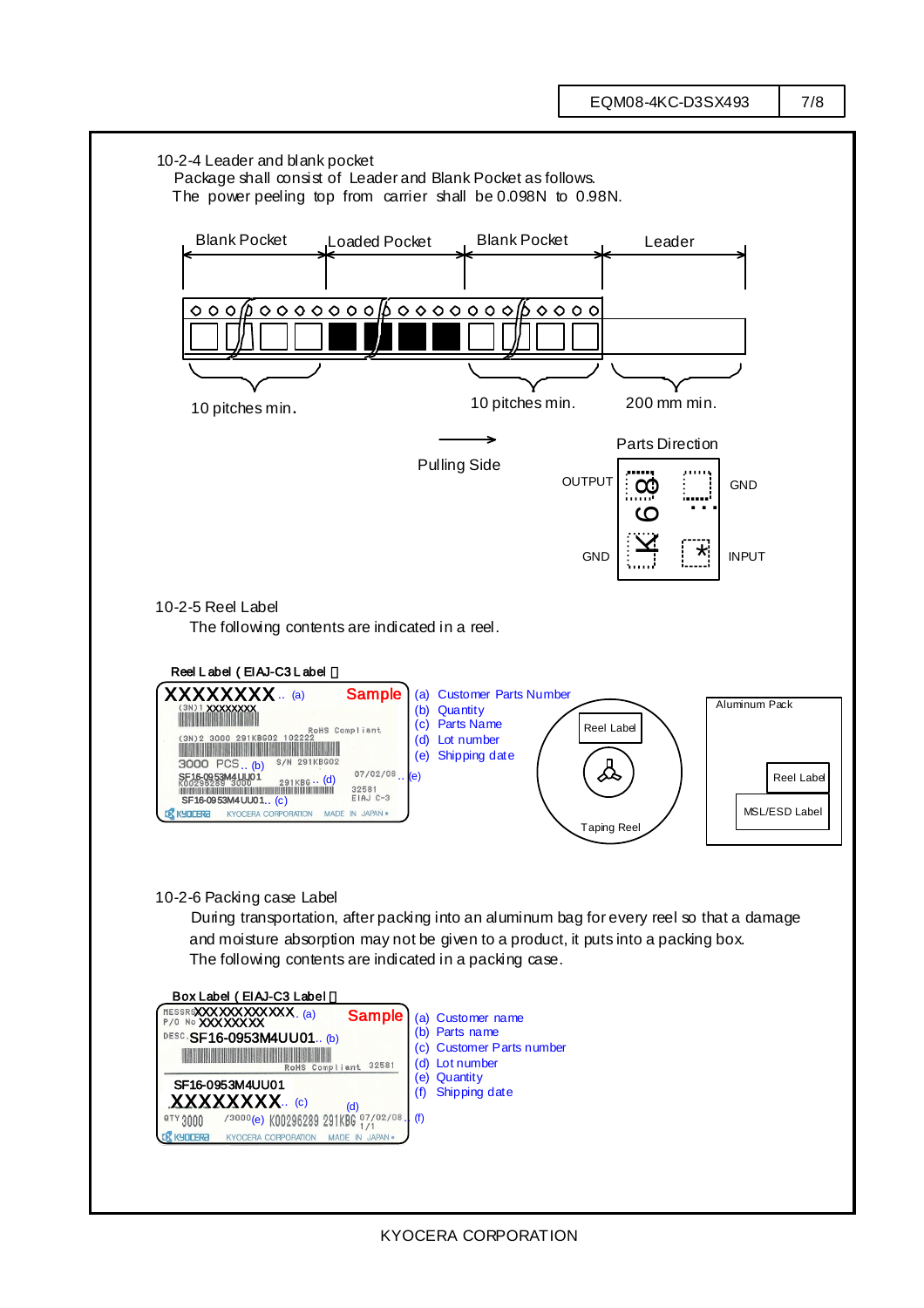10-2-4 Leader and blank pocket

Package shall consist of Leader and Blank Pocket as follows.
The power peeling top from carrier shall be 0.098N to 0.98N.

Blank Pocket　Loaded Pocket　Blank Pocket　Leader

10 pitches min.　10 pitches min.　200 mm min.

Pulling Side

Parts Direction

OUTPUT　GND　GND　INPUT

10-2-5 Reel Label

The following contents are indicated in a reel.

Reel Label ( EIAJ-C3 Label )

- (a) Customer Parts Number
- (b) Quantity
- (c) Parts Name
- (d) Lot number
- (e) Shipping date

Reel Label　Taping Reel

Aluminum Pack　Reel Label　MSL/ESD Label

10-2-6 Packing case Label

During transportation, after packing into an aluminum bag for every reel so that a damage and moisture absorption may not be given to a product, it puts into a packing box.
The following contents are indicated in a packing case.

Box Label ( EIAJ-C3 Label )

- (a) Customer name
- (b) Parts name
- (c) Customer Parts number
- (d) Lot number
- (e) Quantity
- (f) Shipping date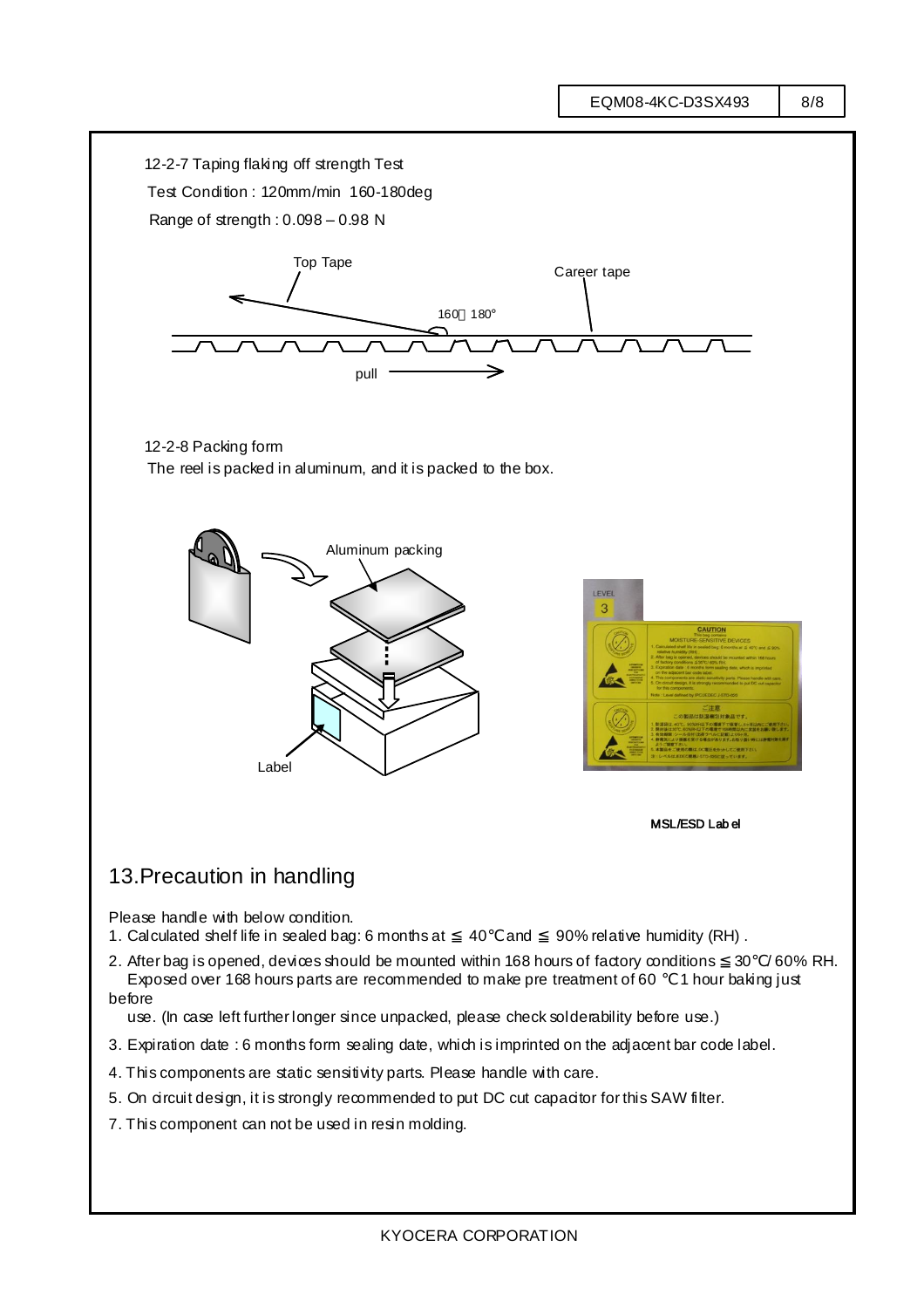12-2-7 Taping flaking off strength Test

Test Condition : 120mm/min 160-180deg

Range of strength : 0.098 – 0.98 N

Top Tape

Career tape

160～180°

pull

12-2-8 Packing form

The reel is packed in aluminum, and it is packed to the box.

Aluminum packing

Label

MSL/ESD Label

## 13.Precaution in handling

Please handle with below condition.

1. Calculated shelf life in sealed bag: 6 months at ≦ 40℃and ≦ 90% relative humidity (RH) .
2. After bag is opened, devices should be mounted within 168 hours of factory conditions ≦30℃/ 60% RH. Exposed over 168 hours parts are recommended to make pre treatment of 60 ℃1 hour baking just before use. (In case left further longer since unpacked, please check solderability before use.)
3. Expiration date : 6 months form sealing date, which is imprinted on the adjacent bar code label.
4. This components are static sensitivity parts. Please handle with care.
5. On circuit design, it is strongly recommended to put DC cut capacitor for this SAW filter.
7. This component can not be used in resin molding.